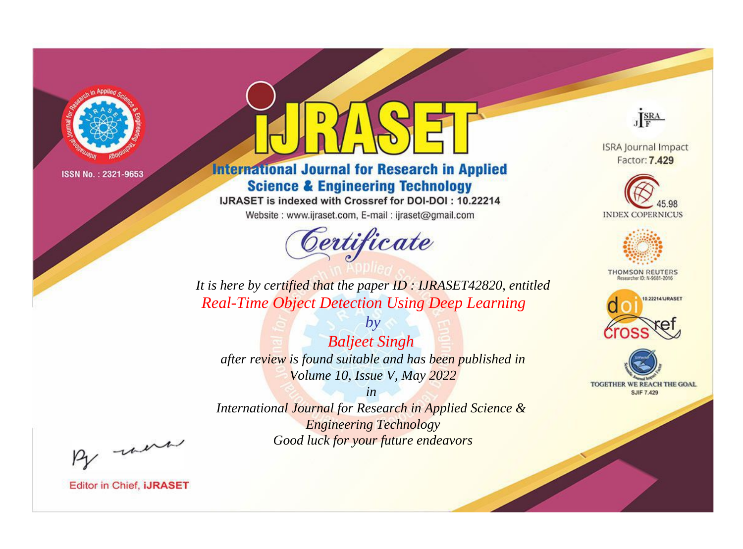ISSN No. : 2321-9653

# iJRASET

## International Journal for Research in Applied Science & Engineering Technology

IJRASET is indexed with Crossref for DOI-DOI : 10.22214

Website : www.ijraset.com, E-mail : ijraset@gmail.com

*Certificate*

*It is here by certified that the paper ID : IJRASET42820, entitled*

*Real-Time Object Detection Using Deep Learning*

*by*

*Baljeet Singh*

*after review is found suitable and has been published in*

*Volume 10, Issue V, May 2022*

*in*

*International Journal for Research in Applied Science & Engineering Technology*

*Good luck for your future endeavors*

ISRA Journal Impact Factor: **7.429**

45.98 INDEX COPERNICUS

THOMSON REUTERS Researcher ID: N-9681-2016

10.22214/IJRASET

TOGETHER WE REACH THE GOAL SJIF 7.429

Editor in Chief, **iJRASET**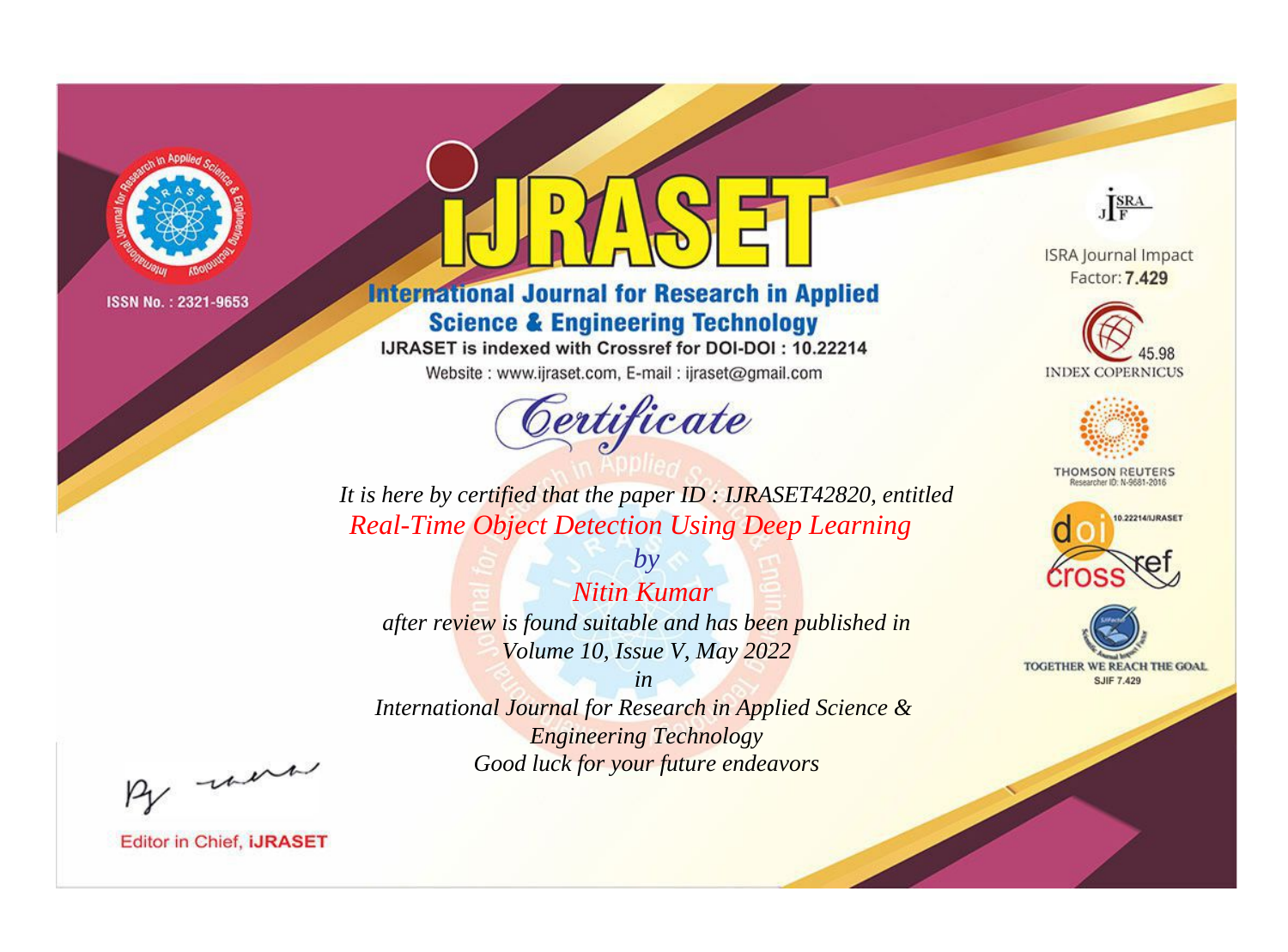ISSN No. : 2321-9653

# iJRASET

## International Journal for Research in Applied Science & Engineering Technology

IJRASET is indexed with Crossref for DOI-DOI : 10.22214

Website : www.ijraset.com, E-mail : ijraset@gmail.com

*Certificate*

*It is here by certified that the paper ID : IJRASET42820, entitled*

*Real-Time Object Detection Using Deep Learning*

*by*

*Nitin Kumar*

*after review is found suitable and has been published in*

*Volume 10, Issue V, May 2022*

*in*

*International Journal for Research in Applied Science & Engineering Technology*

*Good luck for your future endeavors*

ISRA Journal Impact Factor: **7.429**

45.98 INDEX COPERNICUS

THOMSON REUTERS Researcher ID: N-9681-2016

10.22214/IJRASET

TOGETHER WE REACH THE GOAL SJIF 7.429

Editor in Chief, **iJRASET**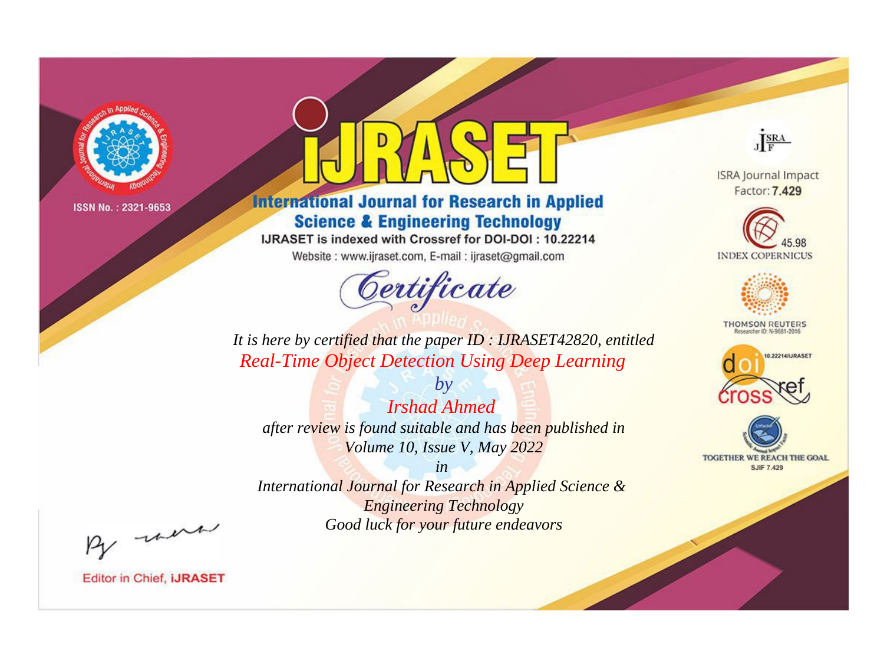ISSN No. : 2321-9653

# IJRASET

## International Journal for Research in Applied Science & Engineering Technology

IJRASET is indexed with Crossref for DOI-DOI : 10.22214

Website : www.ijraset.com, E-mail : ijraset@gmail.com

*Certificate*

*It is here by certified that the paper ID : IJRASET42820, entitled*

*Real-Time Object Detection Using Deep Learning*

*by*

*Irshad Ahmed*

*after review is found suitable and has been published in*

*Volume 10, Issue V, May 2022*

*in*

*International Journal for Research in Applied Science & Engineering Technology*

*Good luck for your future endeavors*

ISRA Journal Impact Factor: **7.429**

45.98 INDEX COPERNICUS

THOMSON REUTERS Researcher ID: N-9681-2016

10.22214/IJRASET

TOGETHER WE REACH THE GOAL SJIF 7.429

Editor in Chief, **iJRASET**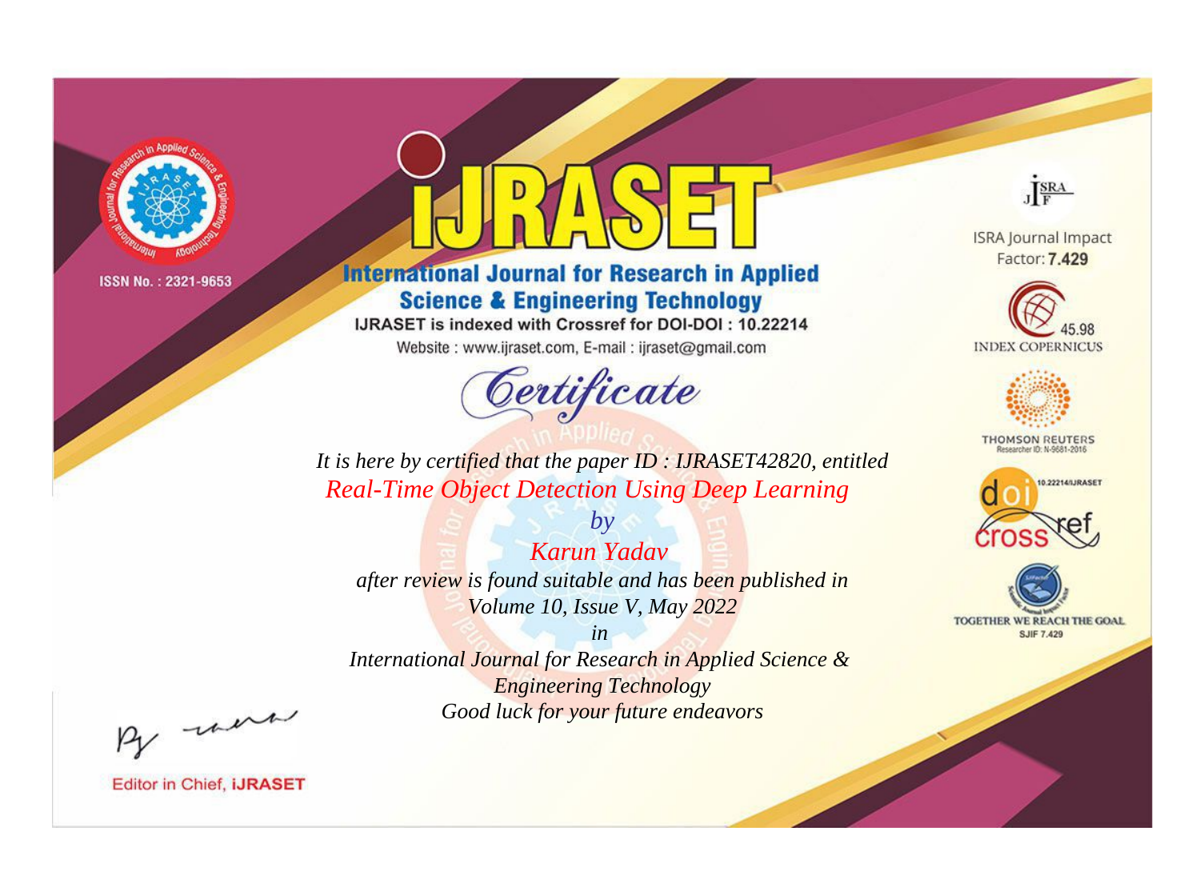ISSN No. : 2321-9653

# iJRASET

## International Journal for Research in Applied Science & Engineering Technology

IJRASET is indexed with Crossref for DOI-DOI : 10.22214

Website : www.ijraset.com, E-mail : ijraset@gmail.com

ISRA Journal Impact Factor: **7.429**

45.98 INDEX COPERNICUS

THOMSON REUTERS Researcher ID: N-9681-2016

10.22214/IJRASET

TOGETHER WE REACH THE GOAL SJIF 7.429

# *Certificate*

*It is here by certified that the paper ID : IJRASET42820, entitled*

*Real-Time Object Detection Using Deep Learning*

*by*

*Karun Yadav*

*after review is found suitable and has been published in*

*Volume 10, Issue V, May 2022*

*in*

*International Journal for Research in Applied Science & Engineering Technology*

*Good luck for your future endeavors*

Editor in Chief, **iJRASET**